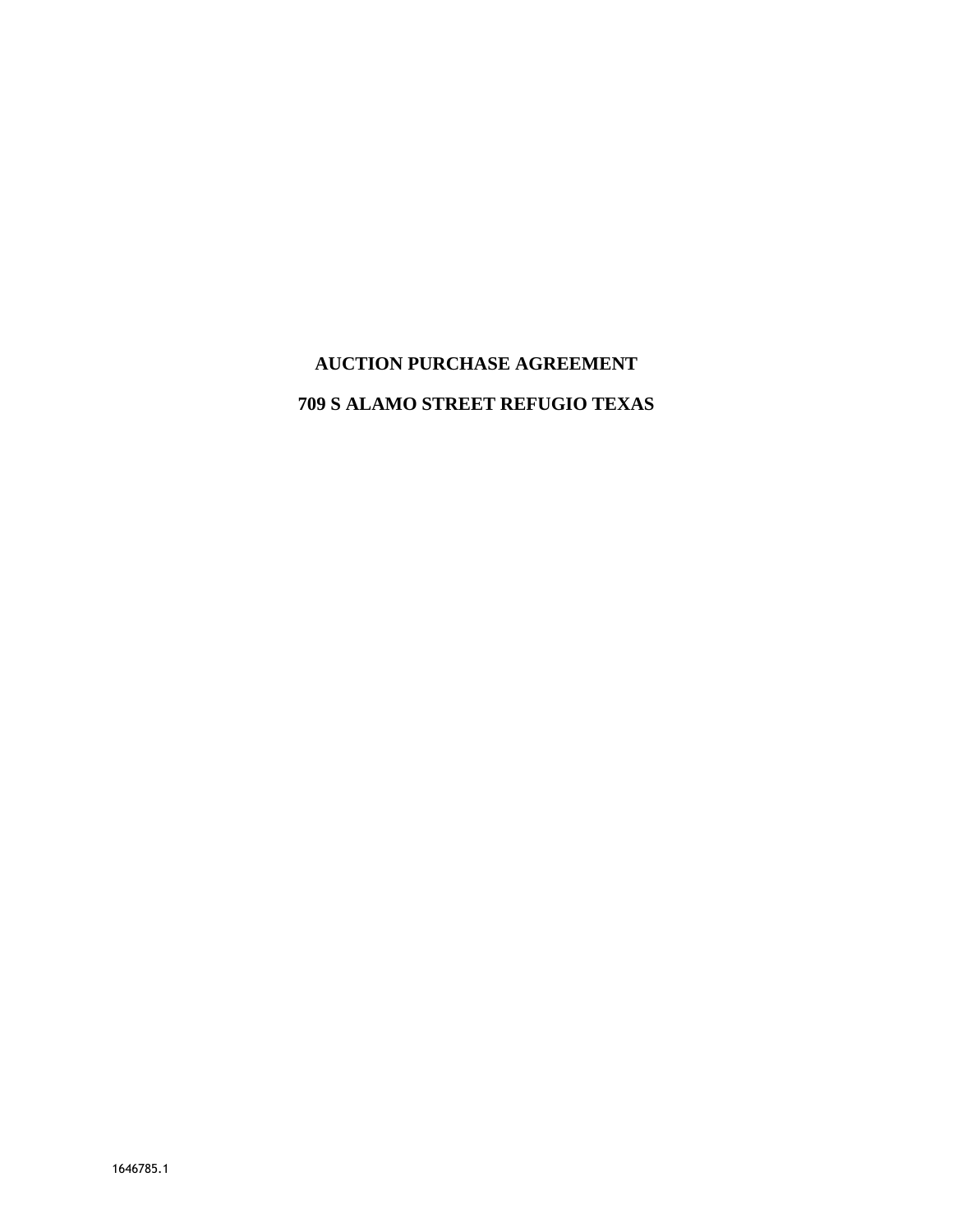# AUCTION PURCHASE AGREEMENT

# 709 S ALAMO STREET REFUGIO TEXAS

1646785.1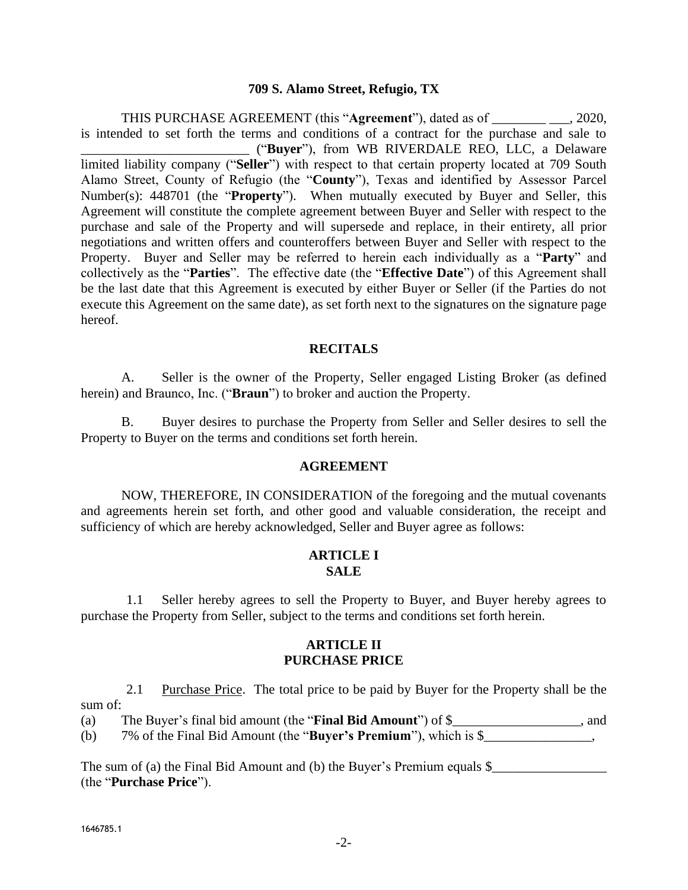**709 S. Alamo Street, Refugio, TX**

THIS PURCHASE AGREEMENT (this "**Agreement**"), dated as of ________ ___, 2020, is intended to set forth the terms and conditions of a contract for the purchase and sale to _________________________ ("**Buyer**"), from WB RIVERDALE REO, LLC, a Delaware limited liability company ("**Seller**") with respect to that certain property located at 709 South Alamo Street, County of Refugio (the "**County**"), Texas and identified by Assessor Parcel Number(s): 448701 (the "**Property**"). When mutually executed by Buyer and Seller, this Agreement will constitute the complete agreement between Buyer and Seller with respect to the purchase and sale of the Property and will supersede and replace, in their entirety, all prior negotiations and written offers and counteroffers between Buyer and Seller with respect to the Property. Buyer and Seller may be referred to herein each individually as a "**Party**" and collectively as the "**Parties**". The effective date (the "**Effective Date**") of this Agreement shall be the last date that this Agreement is executed by either Buyer or Seller (if the Parties do not execute this Agreement on the same date), as set forth next to the signatures on the signature page hereof.

## RECITALS

A. Seller is the owner of the Property, Seller engaged Listing Broker (as defined herein) and Braunco, Inc. ("**Braun**") to broker and auction the Property.

B. Buyer desires to purchase the Property from Seller and Seller desires to sell the Property to Buyer on the terms and conditions set forth herein.

## AGREEMENT

NOW, THEREFORE, IN CONSIDERATION of the foregoing and the mutual covenants and agreements herein set forth, and other good and valuable consideration, the receipt and sufficiency of which are hereby acknowledged, Seller and Buyer agree as follows:

## ARTICLE I
## SALE

1.1 Seller hereby agrees to sell the Property to Buyer, and Buyer hereby agrees to purchase the Property from Seller, subject to the terms and conditions set forth herein.

## ARTICLE II
## PURCHASE PRICE

2.1 Purchase Price. The total price to be paid by Buyer for the Property shall be the sum of:

(a) The Buyer's final bid amount (the "**Final Bid Amount**") of $___________________, and

(b) 7% of the Final Bid Amount (the "**Buyer's Premium**"), which is $________________,

The sum of (a) the Final Bid Amount and (b) the Buyer's Premium equals $_________________ (the "**Purchase Price**").

1646785.1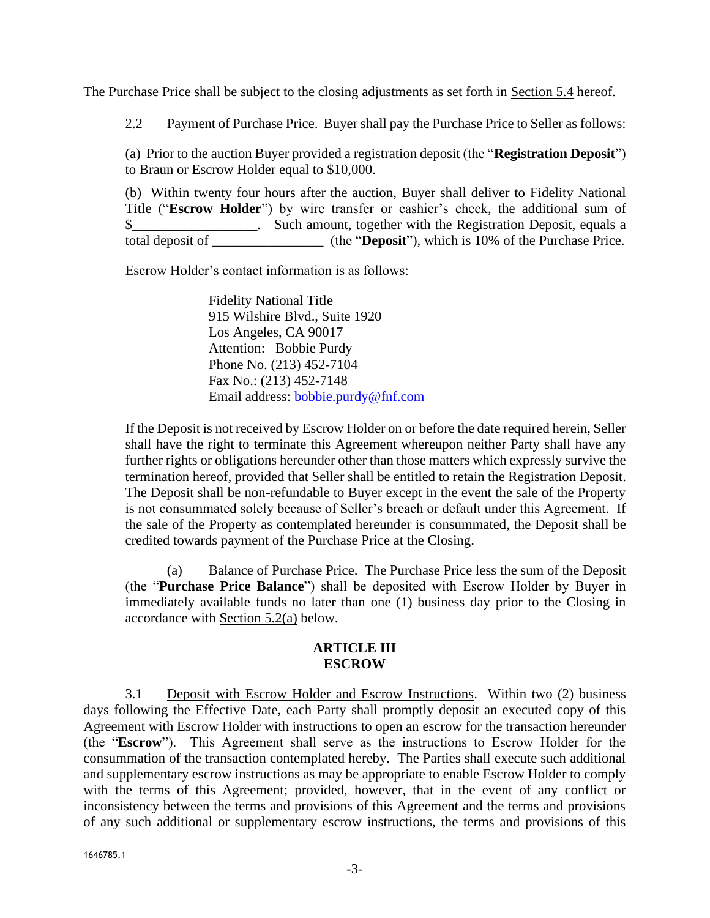The Purchase Price shall be subject to the closing adjustments as set forth in Section 5.4 hereof.

2.2 Payment of Purchase Price. Buyer shall pay the Purchase Price to Seller as follows:

(a) Prior to the auction Buyer provided a registration deposit (the "**Registration Deposit**") to Braun or Escrow Holder equal to $10,000.

(b) Within twenty four hours after the auction, Buyer shall deliver to Fidelity National Title ("**Escrow Holder**") by wire transfer or cashier's check, the additional sum of $__________________. Such amount, together with the Registration Deposit, equals a total deposit of ________________ (the "**Deposit**"), which is 10% of the Purchase Price.

Escrow Holder's contact information is as follows:

Fidelity National Title  
915 Wilshire Blvd., Suite 1920  
Los Angeles, CA 90017  
Attention: Bobbie Purdy  
Phone No. (213) 452-7104  
Fax No.: (213) 452-7148  
Email address: bobbie.purdy@fnf.com

If the Deposit is not received by Escrow Holder on or before the date required herein, Seller shall have the right to terminate this Agreement whereupon neither Party shall have any further rights or obligations hereunder other than those matters which expressly survive the termination hereof, provided that Seller shall be entitled to retain the Registration Deposit. The Deposit shall be non-refundable to Buyer except in the event the sale of the Property is not consummated solely because of Seller's breach or default under this Agreement. If the sale of the Property as contemplated hereunder is consummated, the Deposit shall be credited towards payment of the Purchase Price at the Closing.

(a) Balance of Purchase Price. The Purchase Price less the sum of the Deposit (the "**Purchase Price Balance**") shall be deposited with Escrow Holder by Buyer in immediately available funds no later than one (1) business day prior to the Closing in accordance with Section 5.2(a) below.

## ARTICLE III
## ESCROW

3.1 Deposit with Escrow Holder and Escrow Instructions. Within two (2) business days following the Effective Date, each Party shall promptly deposit an executed copy of this Agreement with Escrow Holder with instructions to open an escrow for the transaction hereunder (the "**Escrow**"). This Agreement shall serve as the instructions to Escrow Holder for the consummation of the transaction contemplated hereby. The Parties shall execute such additional and supplementary escrow instructions as may be appropriate to enable Escrow Holder to comply with the terms of this Agreement; provided, however, that in the event of any conflict or inconsistency between the terms and provisions of this Agreement and the terms and provisions of any such additional or supplementary escrow instructions, the terms and provisions of this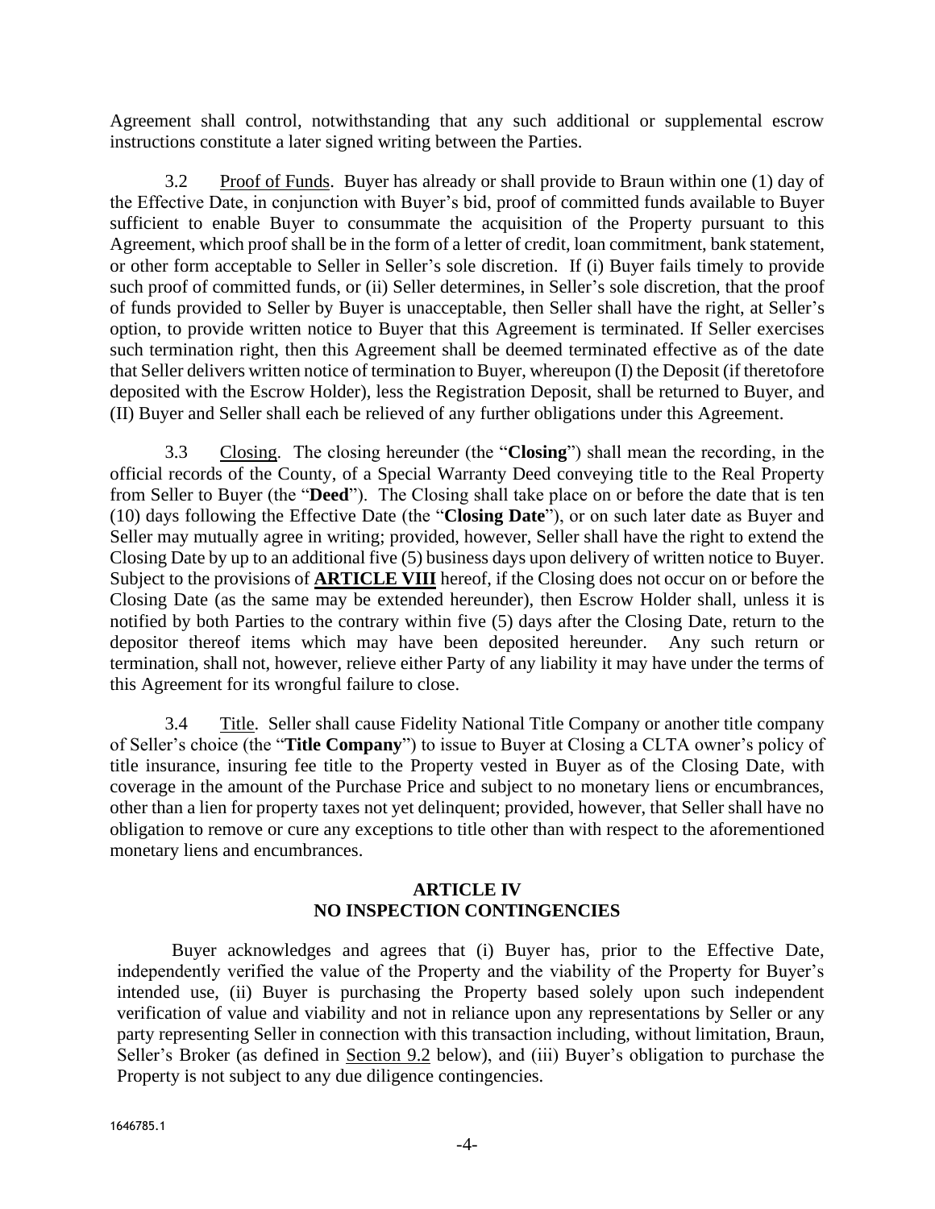Agreement shall control, notwithstanding that any such additional or supplemental escrow instructions constitute a later signed writing between the Parties.

3.2 Proof of Funds. Buyer has already or shall provide to Braun within one (1) day of the Effective Date, in conjunction with Buyer's bid, proof of committed funds available to Buyer sufficient to enable Buyer to consummate the acquisition of the Property pursuant to this Agreement, which proof shall be in the form of a letter of credit, loan commitment, bank statement, or other form acceptable to Seller in Seller's sole discretion. If (i) Buyer fails timely to provide such proof of committed funds, or (ii) Seller determines, in Seller's sole discretion, that the proof of funds provided to Seller by Buyer is unacceptable, then Seller shall have the right, at Seller's option, to provide written notice to Buyer that this Agreement is terminated. If Seller exercises such termination right, then this Agreement shall be deemed terminated effective as of the date that Seller delivers written notice of termination to Buyer, whereupon (I) the Deposit (if theretofore deposited with the Escrow Holder), less the Registration Deposit, shall be returned to Buyer, and (II) Buyer and Seller shall each be relieved of any further obligations under this Agreement.

3.3 Closing. The closing hereunder (the "**Closing**") shall mean the recording, in the official records of the County, of a Special Warranty Deed conveying title to the Real Property from Seller to Buyer (the "**Deed**"). The Closing shall take place on or before the date that is ten (10) days following the Effective Date (the "**Closing Date**"), or on such later date as Buyer and Seller may mutually agree in writing; provided, however, Seller shall have the right to extend the Closing Date by up to an additional five (5) business days upon delivery of written notice to Buyer. Subject to the provisions of **ARTICLE VIII** hereof, if the Closing does not occur on or before the Closing Date (as the same may be extended hereunder), then Escrow Holder shall, unless it is notified by both Parties to the contrary within five (5) days after the Closing Date, return to the depositor thereof items which may have been deposited hereunder. Any such return or termination, shall not, however, relieve either Party of any liability it may have under the terms of this Agreement for its wrongful failure to close.

3.4 Title. Seller shall cause Fidelity National Title Company or another title company of Seller's choice (the "**Title Company**") to issue to Buyer at Closing a CLTA owner's policy of title insurance, insuring fee title to the Property vested in Buyer as of the Closing Date, with coverage in the amount of the Purchase Price and subject to no monetary liens or encumbrances, other than a lien for property taxes not yet delinquent; provided, however, that Seller shall have no obligation to remove or cure any exceptions to title other than with respect to the aforementioned monetary liens and encumbrances.

## ARTICLE IV
## NO INSPECTION CONTINGENCIES

Buyer acknowledges and agrees that (i) Buyer has, prior to the Effective Date, independently verified the value of the Property and the viability of the Property for Buyer's intended use, (ii) Buyer is purchasing the Property based solely upon such independent verification of value and viability and not in reliance upon any representations by Seller or any party representing Seller in connection with this transaction including, without limitation, Braun, Seller's Broker (as defined in Section 9.2 below), and (iii) Buyer's obligation to purchase the Property is not subject to any due diligence contingencies.

1646785.1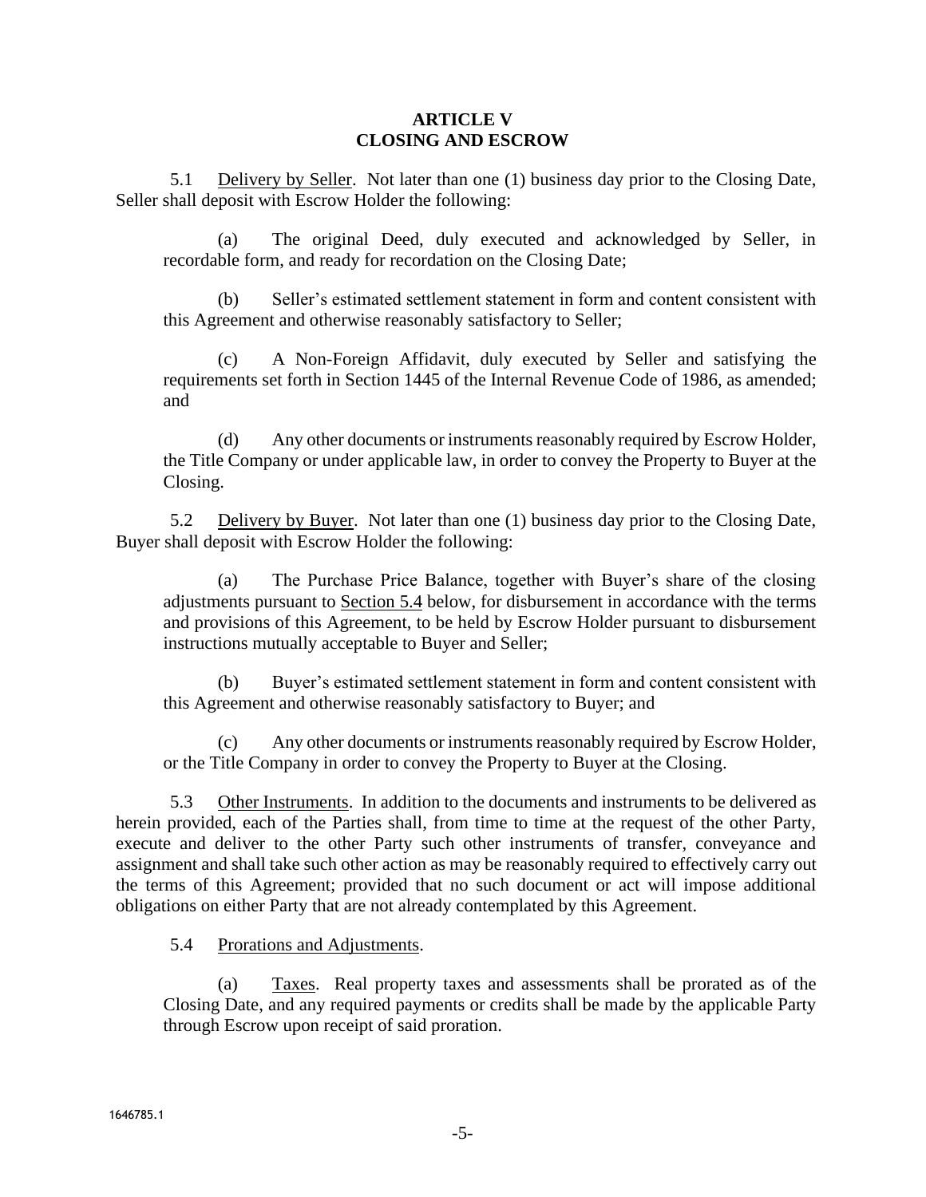## ARTICLE V
## CLOSING AND ESCROW

5.1 Delivery by Seller. Not later than one (1) business day prior to the Closing Date, Seller shall deposit with Escrow Holder the following:

(a) The original Deed, duly executed and acknowledged by Seller, in recordable form, and ready for recordation on the Closing Date;

(b) Seller's estimated settlement statement in form and content consistent with this Agreement and otherwise reasonably satisfactory to Seller;

(c) A Non-Foreign Affidavit, duly executed by Seller and satisfying the requirements set forth in Section 1445 of the Internal Revenue Code of 1986, as amended; and

(d) Any other documents or instruments reasonably required by Escrow Holder, the Title Company or under applicable law, in order to convey the Property to Buyer at the Closing.

5.2 Delivery by Buyer. Not later than one (1) business day prior to the Closing Date, Buyer shall deposit with Escrow Holder the following:

(a) The Purchase Price Balance, together with Buyer's share of the closing adjustments pursuant to Section 5.4 below, for disbursement in accordance with the terms and provisions of this Agreement, to be held by Escrow Holder pursuant to disbursement instructions mutually acceptable to Buyer and Seller;

(b) Buyer's estimated settlement statement in form and content consistent with this Agreement and otherwise reasonably satisfactory to Buyer; and

(c) Any other documents or instruments reasonably required by Escrow Holder, or the Title Company in order to convey the Property to Buyer at the Closing.

5.3 Other Instruments. In addition to the documents and instruments to be delivered as herein provided, each of the Parties shall, from time to time at the request of the other Party, execute and deliver to the other Party such other instruments of transfer, conveyance and assignment and shall take such other action as may be reasonably required to effectively carry out the terms of this Agreement; provided that no such document or act will impose additional obligations on either Party that are not already contemplated by this Agreement.

5.4 Prorations and Adjustments.

(a) Taxes. Real property taxes and assessments shall be prorated as of the Closing Date, and any required payments or credits shall be made by the applicable Party through Escrow upon receipt of said proration.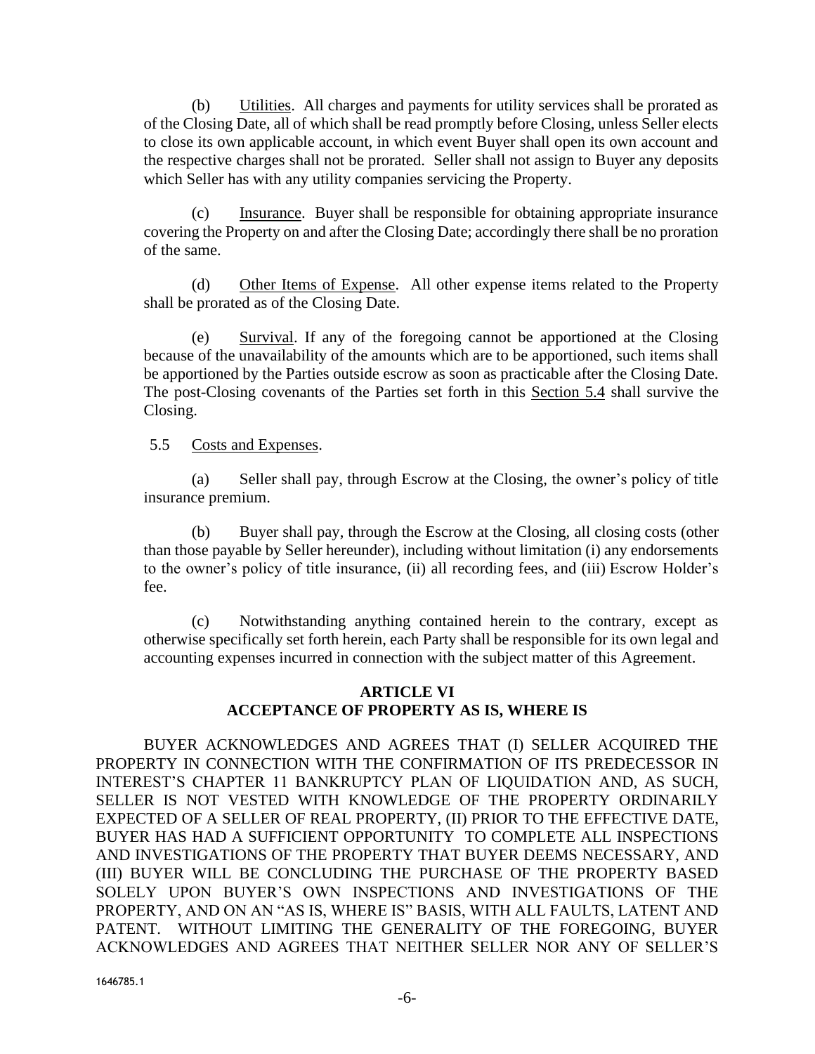(b) Utilities. All charges and payments for utility services shall be prorated as of the Closing Date, all of which shall be read promptly before Closing, unless Seller elects to close its own applicable account, in which event Buyer shall open its own account and the respective charges shall not be prorated. Seller shall not assign to Buyer any deposits which Seller has with any utility companies servicing the Property.

(c) Insurance. Buyer shall be responsible for obtaining appropriate insurance covering the Property on and after the Closing Date; accordingly there shall be no proration of the same.

(d) Other Items of Expense. All other expense items related to the Property shall be prorated as of the Closing Date.

(e) Survival. If any of the foregoing cannot be apportioned at the Closing because of the unavailability of the amounts which are to be apportioned, such items shall be apportioned by the Parties outside escrow as soon as practicable after the Closing Date. The post-Closing covenants of the Parties set forth in this Section 5.4 shall survive the Closing.

5.5 Costs and Expenses.

(a) Seller shall pay, through Escrow at the Closing, the owner's policy of title insurance premium.

(b) Buyer shall pay, through the Escrow at the Closing, all closing costs (other than those payable by Seller hereunder), including without limitation (i) any endorsements to the owner's policy of title insurance, (ii) all recording fees, and (iii) Escrow Holder's fee.

(c) Notwithstanding anything contained herein to the contrary, except as otherwise specifically set forth herein, each Party shall be responsible for its own legal and accounting expenses incurred in connection with the subject matter of this Agreement.

## ARTICLE VI
## ACCEPTANCE OF PROPERTY AS IS, WHERE IS

BUYER ACKNOWLEDGES AND AGREES THAT (I) SELLER ACQUIRED THE PROPERTY IN CONNECTION WITH THE CONFIRMATION OF ITS PREDECESSOR IN INTEREST'S CHAPTER 11 BANKRUPTCY PLAN OF LIQUIDATION AND, AS SUCH, SELLER IS NOT VESTED WITH KNOWLEDGE OF THE PROPERTY ORDINARILY EXPECTED OF A SELLER OF REAL PROPERTY, (II) PRIOR TO THE EFFECTIVE DATE, BUYER HAS HAD A SUFFICIENT OPPORTUNITY TO COMPLETE ALL INSPECTIONS AND INVESTIGATIONS OF THE PROPERTY THAT BUYER DEEMS NECESSARY, AND (III) BUYER WILL BE CONCLUDING THE PURCHASE OF THE PROPERTY BASED SOLELY UPON BUYER'S OWN INSPECTIONS AND INVESTIGATIONS OF THE PROPERTY, AND ON AN "AS IS, WHERE IS" BASIS, WITH ALL FAULTS, LATENT AND PATENT. WITHOUT LIMITING THE GENERALITY OF THE FOREGOING, BUYER ACKNOWLEDGES AND AGREES THAT NEITHER SELLER NOR ANY OF SELLER'S

1646785.1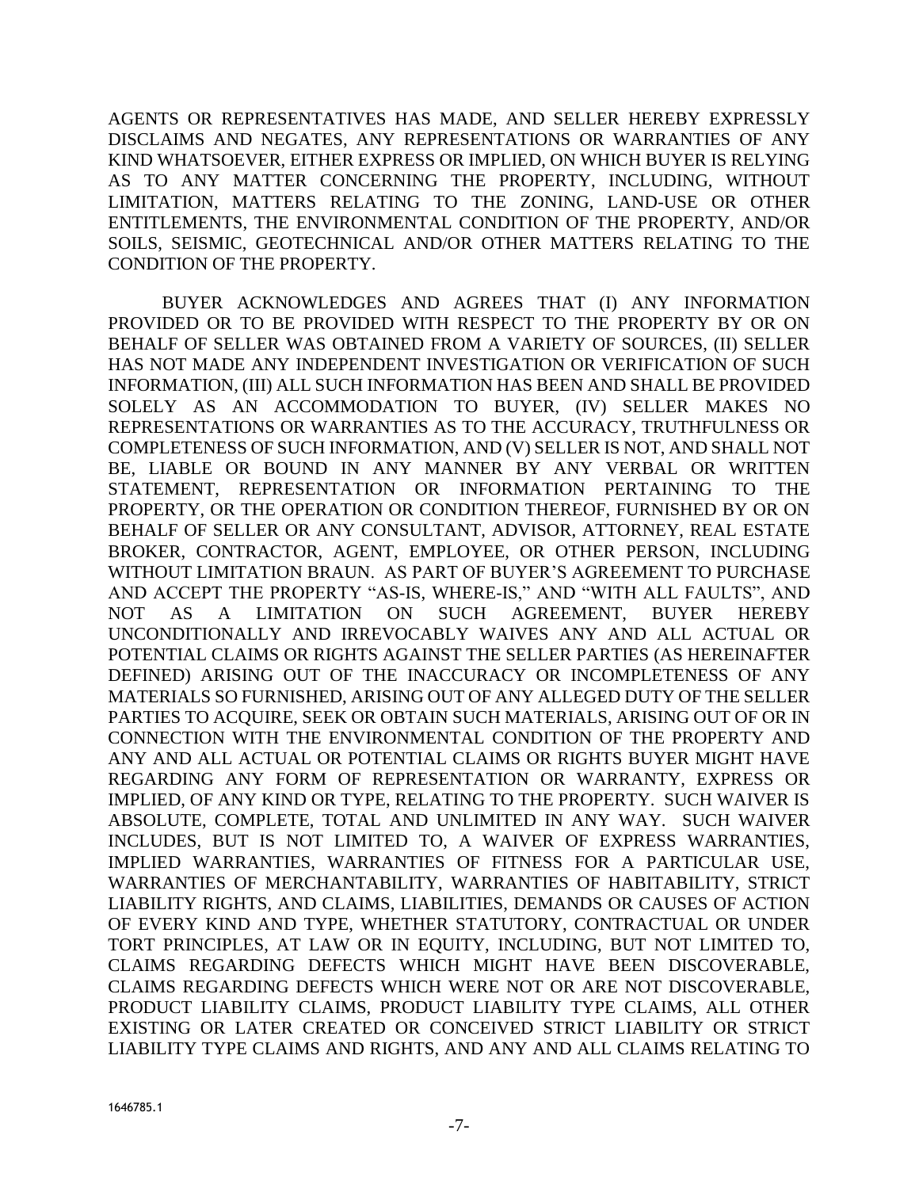AGENTS OR REPRESENTATIVES HAS MADE, AND SELLER HEREBY EXPRESSLY DISCLAIMS AND NEGATES, ANY REPRESENTATIONS OR WARRANTIES OF ANY KIND WHATSOEVER, EITHER EXPRESS OR IMPLIED, ON WHICH BUYER IS RELYING AS TO ANY MATTER CONCERNING THE PROPERTY, INCLUDING, WITHOUT LIMITATION, MATTERS RELATING TO THE ZONING, LAND-USE OR OTHER ENTITLEMENTS, THE ENVIRONMENTAL CONDITION OF THE PROPERTY, AND/OR SOILS, SEISMIC, GEOTECHNICAL AND/OR OTHER MATTERS RELATING TO THE CONDITION OF THE PROPERTY.

BUYER ACKNOWLEDGES AND AGREES THAT (I) ANY INFORMATION PROVIDED OR TO BE PROVIDED WITH RESPECT TO THE PROPERTY BY OR ON BEHALF OF SELLER WAS OBTAINED FROM A VARIETY OF SOURCES, (II) SELLER HAS NOT MADE ANY INDEPENDENT INVESTIGATION OR VERIFICATION OF SUCH INFORMATION, (III) ALL SUCH INFORMATION HAS BEEN AND SHALL BE PROVIDED SOLELY AS AN ACCOMMODATION TO BUYER, (IV) SELLER MAKES NO REPRESENTATIONS OR WARRANTIES AS TO THE ACCURACY, TRUTHFULNESS OR COMPLETENESS OF SUCH INFORMATION, AND (V) SELLER IS NOT, AND SHALL NOT BE, LIABLE OR BOUND IN ANY MANNER BY ANY VERBAL OR WRITTEN STATEMENT, REPRESENTATION OR INFORMATION PERTAINING TO THE PROPERTY, OR THE OPERATION OR CONDITION THEREOF, FURNISHED BY OR ON BEHALF OF SELLER OR ANY CONSULTANT, ADVISOR, ATTORNEY, REAL ESTATE BROKER, CONTRACTOR, AGENT, EMPLOYEE, OR OTHER PERSON, INCLUDING WITHOUT LIMITATION BRAUN. AS PART OF BUYER'S AGREEMENT TO PURCHASE AND ACCEPT THE PROPERTY "AS-IS, WHERE-IS," AND "WITH ALL FAULTS", AND NOT AS A LIMITATION ON SUCH AGREEMENT, BUYER HEREBY UNCONDITIONALLY AND IRREVOCABLY WAIVES ANY AND ALL ACTUAL OR POTENTIAL CLAIMS OR RIGHTS AGAINST THE SELLER PARTIES (AS HEREINAFTER DEFINED) ARISING OUT OF THE INACCURACY OR INCOMPLETENESS OF ANY MATERIALS SO FURNISHED, ARISING OUT OF ANY ALLEGED DUTY OF THE SELLER PARTIES TO ACQUIRE, SEEK OR OBTAIN SUCH MATERIALS, ARISING OUT OF OR IN CONNECTION WITH THE ENVIRONMENTAL CONDITION OF THE PROPERTY AND ANY AND ALL ACTUAL OR POTENTIAL CLAIMS OR RIGHTS BUYER MIGHT HAVE REGARDING ANY FORM OF REPRESENTATION OR WARRANTY, EXPRESS OR IMPLIED, OF ANY KIND OR TYPE, RELATING TO THE PROPERTY. SUCH WAIVER IS ABSOLUTE, COMPLETE, TOTAL AND UNLIMITED IN ANY WAY. SUCH WAIVER INCLUDES, BUT IS NOT LIMITED TO, A WAIVER OF EXPRESS WARRANTIES, IMPLIED WARRANTIES, WARRANTIES OF FITNESS FOR A PARTICULAR USE, WARRANTIES OF MERCHANTABILITY, WARRANTIES OF HABITABILITY, STRICT LIABILITY RIGHTS, AND CLAIMS, LIABILITIES, DEMANDS OR CAUSES OF ACTION OF EVERY KIND AND TYPE, WHETHER STATUTORY, CONTRACTUAL OR UNDER TORT PRINCIPLES, AT LAW OR IN EQUITY, INCLUDING, BUT NOT LIMITED TO, CLAIMS REGARDING DEFECTS WHICH MIGHT HAVE BEEN DISCOVERABLE, CLAIMS REGARDING DEFECTS WHICH WERE NOT OR ARE NOT DISCOVERABLE, PRODUCT LIABILITY CLAIMS, PRODUCT LIABILITY TYPE CLAIMS, ALL OTHER EXISTING OR LATER CREATED OR CONCEIVED STRICT LIABILITY OR STRICT LIABILITY TYPE CLAIMS AND RIGHTS, AND ANY AND ALL CLAIMS RELATING TO

1646785.1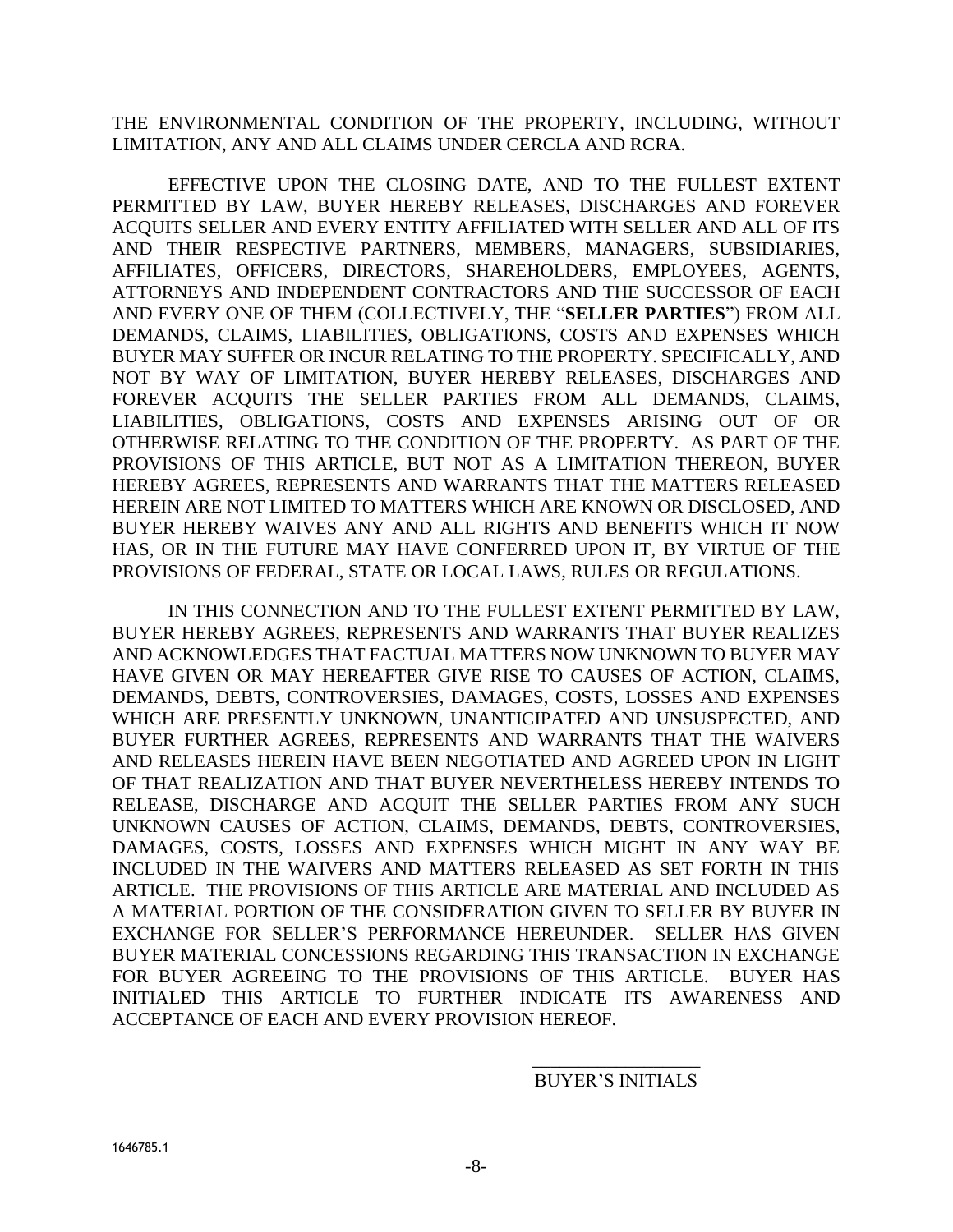THE ENVIRONMENTAL CONDITION OF THE PROPERTY, INCLUDING, WITHOUT LIMITATION, ANY AND ALL CLAIMS UNDER CERCLA AND RCRA.

EFFECTIVE UPON THE CLOSING DATE, AND TO THE FULLEST EXTENT PERMITTED BY LAW, BUYER HEREBY RELEASES, DISCHARGES AND FOREVER ACQUITS SELLER AND EVERY ENTITY AFFILIATED WITH SELLER AND ALL OF ITS AND THEIR RESPECTIVE PARTNERS, MEMBERS, MANAGERS, SUBSIDIARIES, AFFILIATES, OFFICERS, DIRECTORS, SHAREHOLDERS, EMPLOYEES, AGENTS, ATTORNEYS AND INDEPENDENT CONTRACTORS AND THE SUCCESSOR OF EACH AND EVERY ONE OF THEM (COLLECTIVELY, THE "**SELLER PARTIES**") FROM ALL DEMANDS, CLAIMS, LIABILITIES, OBLIGATIONS, COSTS AND EXPENSES WHICH BUYER MAY SUFFER OR INCUR RELATING TO THE PROPERTY. SPECIFICALLY, AND NOT BY WAY OF LIMITATION, BUYER HEREBY RELEASES, DISCHARGES AND FOREVER ACQUITS THE SELLER PARTIES FROM ALL DEMANDS, CLAIMS, LIABILITIES, OBLIGATIONS, COSTS AND EXPENSES ARISING OUT OF OR OTHERWISE RELATING TO THE CONDITION OF THE PROPERTY. AS PART OF THE PROVISIONS OF THIS ARTICLE, BUT NOT AS A LIMITATION THEREON, BUYER HEREBY AGREES, REPRESENTS AND WARRANTS THAT THE MATTERS RELEASED HEREIN ARE NOT LIMITED TO MATTERS WHICH ARE KNOWN OR DISCLOSED, AND BUYER HEREBY WAIVES ANY AND ALL RIGHTS AND BENEFITS WHICH IT NOW HAS, OR IN THE FUTURE MAY HAVE CONFERRED UPON IT, BY VIRTUE OF THE PROVISIONS OF FEDERAL, STATE OR LOCAL LAWS, RULES OR REGULATIONS.

IN THIS CONNECTION AND TO THE FULLEST EXTENT PERMITTED BY LAW, BUYER HEREBY AGREES, REPRESENTS AND WARRANTS THAT BUYER REALIZES AND ACKNOWLEDGES THAT FACTUAL MATTERS NOW UNKNOWN TO BUYER MAY HAVE GIVEN OR MAY HEREAFTER GIVE RISE TO CAUSES OF ACTION, CLAIMS, DEMANDS, DEBTS, CONTROVERSIES, DAMAGES, COSTS, LOSSES AND EXPENSES WHICH ARE PRESENTLY UNKNOWN, UNANTICIPATED AND UNSUSPECTED, AND BUYER FURTHER AGREES, REPRESENTS AND WARRANTS THAT THE WAIVERS AND RELEASES HEREIN HAVE BEEN NEGOTIATED AND AGREED UPON IN LIGHT OF THAT REALIZATION AND THAT BUYER NEVERTHELESS HEREBY INTENDS TO RELEASE, DISCHARGE AND ACQUIT THE SELLER PARTIES FROM ANY SUCH UNKNOWN CAUSES OF ACTION, CLAIMS, DEMANDS, DEBTS, CONTROVERSIES, DAMAGES, COSTS, LOSSES AND EXPENSES WHICH MIGHT IN ANY WAY BE INCLUDED IN THE WAIVERS AND MATTERS RELEASED AS SET FORTH IN THIS ARTICLE. THE PROVISIONS OF THIS ARTICLE ARE MATERIAL AND INCLUDED AS A MATERIAL PORTION OF THE CONSIDERATION GIVEN TO SELLER BY BUYER IN EXCHANGE FOR SELLER'S PERFORMANCE HEREUNDER. SELLER HAS GIVEN BUYER MATERIAL CONCESSIONS REGARDING THIS TRANSACTION IN EXCHANGE FOR BUYER AGREEING TO THE PROVISIONS OF THIS ARTICLE. BUYER HAS INITIALED THIS ARTICLE TO FURTHER INDICATE ITS AWARENESS AND ACCEPTANCE OF EACH AND EVERY PROVISION HEREOF.

_________________

BUYER'S INITIALS

1646785.1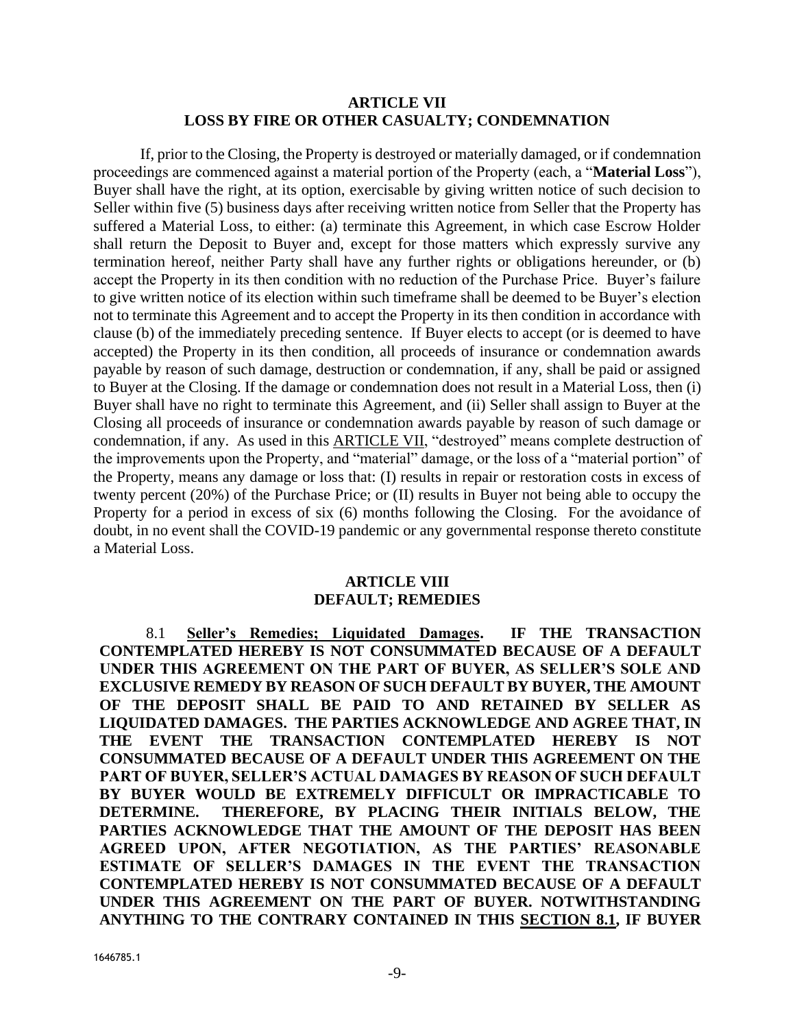## ARTICLE VII
## LOSS BY FIRE OR OTHER CASUALTY; CONDEMNATION

If, prior to the Closing, the Property is destroyed or materially damaged, or if condemnation proceedings are commenced against a material portion of the Property (each, a "**Material Loss**"), Buyer shall have the right, at its option, exercisable by giving written notice of such decision to Seller within five (5) business days after receiving written notice from Seller that the Property has suffered a Material Loss, to either: (a) terminate this Agreement, in which case Escrow Holder shall return the Deposit to Buyer and, except for those matters which expressly survive any termination hereof, neither Party shall have any further rights or obligations hereunder, or (b) accept the Property in its then condition with no reduction of the Purchase Price. Buyer's failure to give written notice of its election within such timeframe shall be deemed to be Buyer's election not to terminate this Agreement and to accept the Property in its then condition in accordance with clause (b) of the immediately preceding sentence. If Buyer elects to accept (or is deemed to have accepted) the Property in its then condition, all proceeds of insurance or condemnation awards payable by reason of such damage, destruction or condemnation, if any, shall be paid or assigned to Buyer at the Closing. If the damage or condemnation does not result in a Material Loss, then (i) Buyer shall have no right to terminate this Agreement, and (ii) Seller shall assign to Buyer at the Closing all proceeds of insurance or condemnation awards payable by reason of such damage or condemnation, if any. As used in this ARTICLE VII, "destroyed" means complete destruction of the improvements upon the Property, and "material" damage, or the loss of a "material portion" of the Property, means any damage or loss that: (I) results in repair or restoration costs in excess of twenty percent (20%) of the Purchase Price; or (II) results in Buyer not being able to occupy the Property for a period in excess of six (6) months following the Closing. For the avoidance of doubt, in no event shall the COVID-19 pandemic or any governmental response thereto constitute a Material Loss.

## ARTICLE VIII
## DEFAULT; REMEDIES

8.1 **Seller's Remedies; Liquidated Damages.** **IF THE TRANSACTION CONTEMPLATED HEREBY IS NOT CONSUMMATED BECAUSE OF A DEFAULT UNDER THIS AGREEMENT ON THE PART OF BUYER, AS SELLER'S SOLE AND EXCLUSIVE REMEDY BY REASON OF SUCH DEFAULT BY BUYER, THE AMOUNT OF THE DEPOSIT SHALL BE PAID TO AND RETAINED BY SELLER AS LIQUIDATED DAMAGES. THE PARTIES ACKNOWLEDGE AND AGREE THAT, IN THE EVENT THE TRANSACTION CONTEMPLATED HEREBY IS NOT CONSUMMATED BECAUSE OF A DEFAULT UNDER THIS AGREEMENT ON THE PART OF BUYER, SELLER'S ACTUAL DAMAGES BY REASON OF SUCH DEFAULT BY BUYER WOULD BE EXTREMELY DIFFICULT OR IMPRACTICABLE TO DETERMINE. THEREFORE, BY PLACING THEIR INITIALS BELOW, THE PARTIES ACKNOWLEDGE THAT THE AMOUNT OF THE DEPOSIT HAS BEEN AGREED UPON, AFTER NEGOTIATION, AS THE PARTIES' REASONABLE ESTIMATE OF SELLER'S DAMAGES IN THE EVENT THE TRANSACTION CONTEMPLATED HEREBY IS NOT CONSUMMATED BECAUSE OF A DEFAULT UNDER THIS AGREEMENT ON THE PART OF BUYER. NOTWITHSTANDING ANYTHING TO THE CONTRARY CONTAINED IN THIS SECTION 8.1, IF BUYER**

1646785.1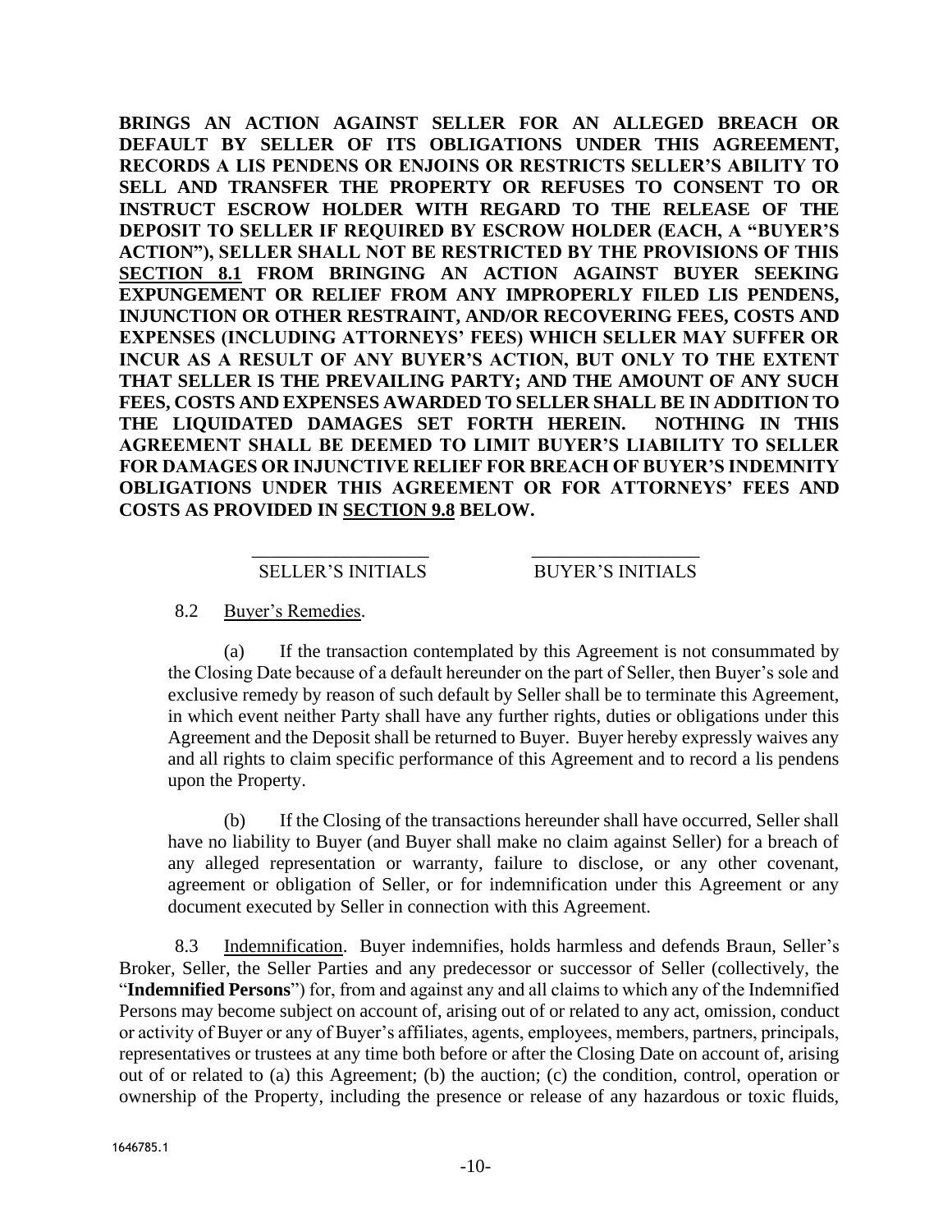**BRINGS AN ACTION AGAINST SELLER FOR AN ALLEGED BREACH OR DEFAULT BY SELLER OF ITS OBLIGATIONS UNDER THIS AGREEMENT, RECORDS A LIS PENDENS OR ENJOINS OR RESTRICTS SELLER'S ABILITY TO SELL AND TRANSFER THE PROPERTY OR REFUSES TO CONSENT TO OR INSTRUCT ESCROW HOLDER WITH REGARD TO THE RELEASE OF THE DEPOSIT TO SELLER IF REQUIRED BY ESCROW HOLDER (EACH, A "BUYER'S ACTION"), SELLER SHALL NOT BE RESTRICTED BY THE PROVISIONS OF THIS <u>SECTION 8.1</u> FROM BRINGING AN ACTION AGAINST BUYER SEEKING EXPUNGEMENT OR RELIEF FROM ANY IMPROPERLY FILED LIS PENDENS, INJUNCTION OR OTHER RESTRAINT, AND/OR RECOVERING FEES, COSTS AND EXPENSES (INCLUDING ATTORNEYS' FEES) WHICH SELLER MAY SUFFER OR INCUR AS A RESULT OF ANY BUYER'S ACTION, BUT ONLY TO THE EXTENT THAT SELLER IS THE PREVAILING PARTY; AND THE AMOUNT OF ANY SUCH FEES, COSTS AND EXPENSES AWARDED TO SELLER SHALL BE IN ADDITION TO THE LIQUIDATED DAMAGES SET FORTH HEREIN. NOTHING IN THIS AGREEMENT SHALL BE DEEMED TO LIMIT BUYER'S LIABILITY TO SELLER FOR DAMAGES OR INJUNCTIVE RELIEF FOR BREACH OF BUYER'S INDEMNITY OBLIGATIONS UNDER THIS AGREEMENT OR FOR ATTORNEYS' FEES AND COSTS AS PROVIDED IN <u>SECTION 9.8</u> BELOW.**

\_\_\_\_\_\_\_\_\_\_\_\_\_\_\_\_\_\_\_ SELLER'S INITIALS        \_\_\_\_\_\_\_\_\_\_\_\_\_\_\_\_\_\_\_ BUYER'S INITIALS

8.2 <u>Buyer's Remedies</u>.

(a) If the transaction contemplated by this Agreement is not consummated by the Closing Date because of a default hereunder on the part of Seller, then Buyer's sole and exclusive remedy by reason of such default by Seller shall be to terminate this Agreement, in which event neither Party shall have any further rights, duties or obligations under this Agreement and the Deposit shall be returned to Buyer. Buyer hereby expressly waives any and all rights to claim specific performance of this Agreement and to record a lis pendens upon the Property.

(b) If the Closing of the transactions hereunder shall have occurred, Seller shall have no liability to Buyer (and Buyer shall make no claim against Seller) for a breach of any alleged representation or warranty, failure to disclose, or any other covenant, agreement or obligation of Seller, or for indemnification under this Agreement or any document executed by Seller in connection with this Agreement.

8.3 <u>Indemnification</u>. Buyer indemnifies, holds harmless and defends Braun, Seller's Broker, Seller, the Seller Parties and any predecessor or successor of Seller (collectively, the "**Indemnified Persons**") for, from and against any and all claims to which any of the Indemnified Persons may become subject on account of, arising out of or related to any act, omission, conduct or activity of Buyer or any of Buyer's affiliates, agents, employees, members, partners, principals, representatives or trustees at any time both before or after the Closing Date on account of, arising out of or related to (a) this Agreement; (b) the auction; (c) the condition, control, operation or ownership of the Property, including the presence or release of any hazardous or toxic fluids,

1646785.1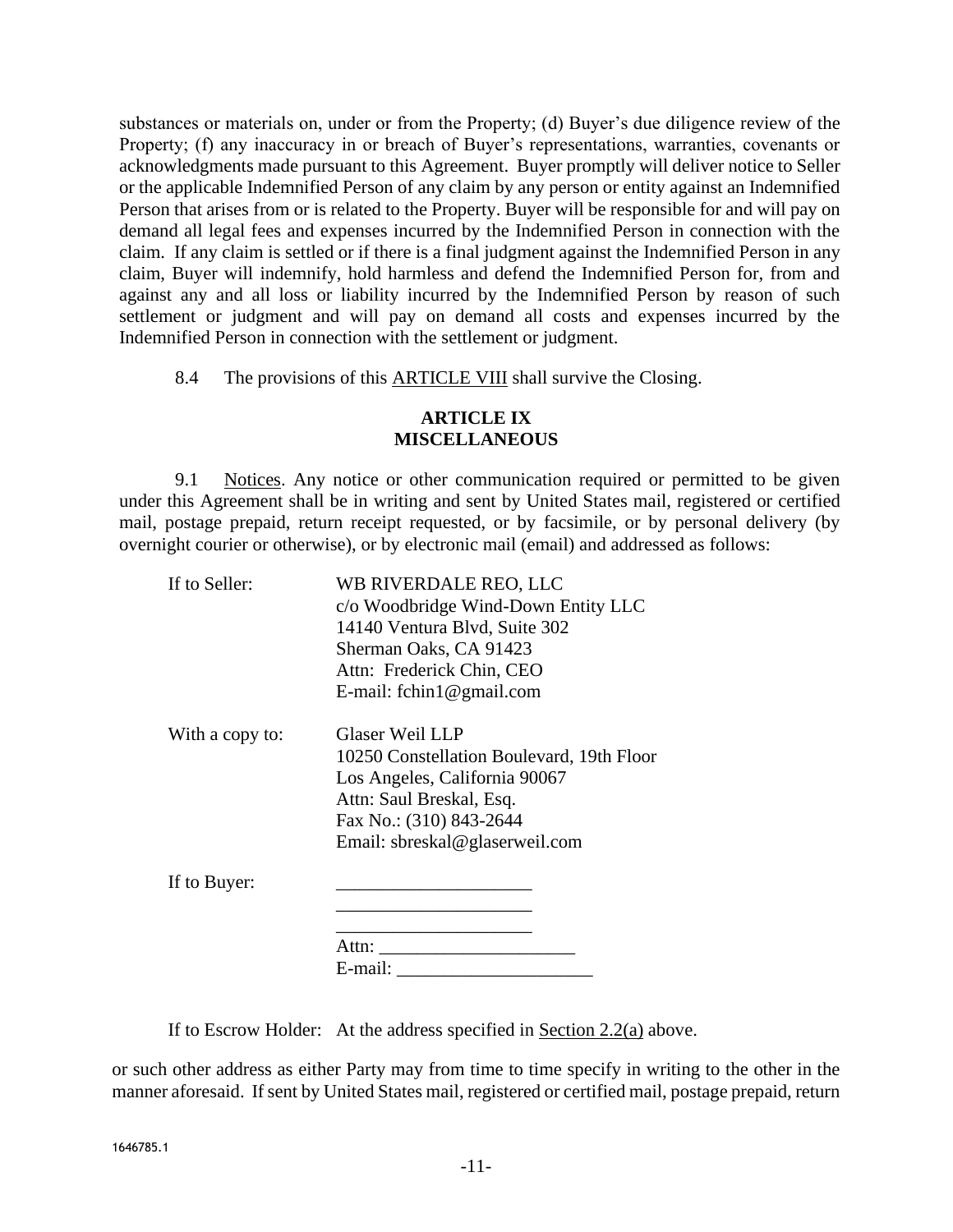substances or materials on, under or from the Property; (d) Buyer's due diligence review of the Property; (f) any inaccuracy in or breach of Buyer's representations, warranties, covenants or acknowledgments made pursuant to this Agreement. Buyer promptly will deliver notice to Seller or the applicable Indemnified Person of any claim by any person or entity against an Indemnified Person that arises from or is related to the Property. Buyer will be responsible for and will pay on demand all legal fees and expenses incurred by the Indemnified Person in connection with the claim. If any claim is settled or if there is a final judgment against the Indemnified Person in any claim, Buyer will indemnify, hold harmless and defend the Indemnified Person for, from and against any and all loss or liability incurred by the Indemnified Person by reason of such settlement or judgment and will pay on demand all costs and expenses incurred by the Indemnified Person in connection with the settlement or judgment.

8.4 The provisions of this ARTICLE VIII shall survive the Closing.

**ARTICLE IX**
**MISCELLANEOUS**

9.1 Notices. Any notice or other communication required or permitted to be given under this Agreement shall be in writing and sent by United States mail, registered or certified mail, postage prepaid, return receipt requested, or by facsimile, or by personal delivery (by overnight courier or otherwise), or by electronic mail (email) and addressed as follows:

If to Seller:
WB RIVERDALE REO, LLC
c/o Woodbridge Wind-Down Entity LLC
14140 Ventura Blvd, Suite 302
Sherman Oaks, CA 91423
Attn: Frederick Chin, CEO
E-mail: fchin1@gmail.com

With a copy to:
Glaser Weil LLP
10250 Constellation Boulevard, 19th Floor
Los Angeles, California 90067
Attn: Saul Breskal, Esq.
Fax No.: (310) 843-2644
Email: sbreskal@glaserweil.com

If to Buyer:
_____________________
_____________________
_____________________
Attn: _____________________
E-mail: _____________________

If to Escrow Holder: At the address specified in Section 2.2(a) above.

or such other address as either Party may from time to time specify in writing to the other in the manner aforesaid. If sent by United States mail, registered or certified mail, postage prepaid, return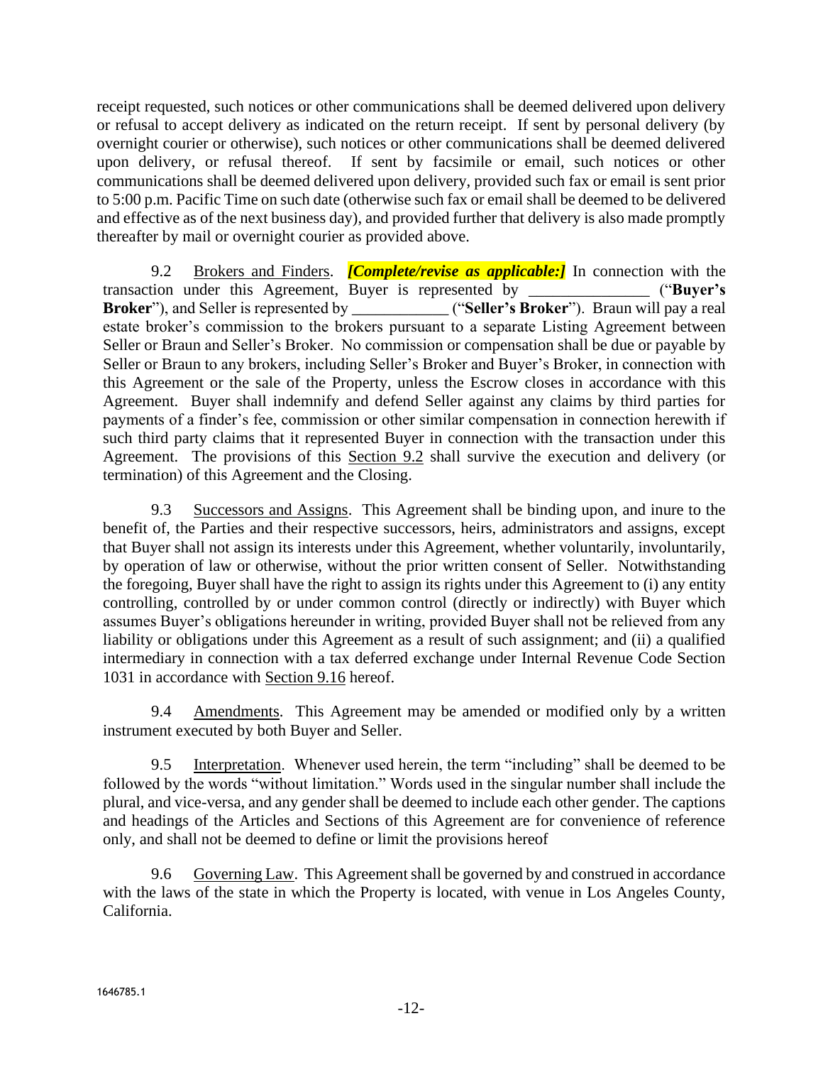receipt requested, such notices or other communications shall be deemed delivered upon delivery or refusal to accept delivery as indicated on the return receipt. If sent by personal delivery (by overnight courier or otherwise), such notices or other communications shall be deemed delivered upon delivery, or refusal thereof. If sent by facsimile or email, such notices or other communications shall be deemed delivered upon delivery, provided such fax or email is sent prior to 5:00 p.m. Pacific Time on such date (otherwise such fax or email shall be deemed to be delivered and effective as of the next business day), and provided further that delivery is also made promptly thereafter by mail or overnight courier as provided above.

9.2 Brokers and Finders. ***[Complete/revise as applicable:]*** In connection with the transaction under this Agreement, Buyer is represented by _______________ ("**Buyer's Broker**"), and Seller is represented by ____________ ("**Seller's Broker**"). Braun will pay a real estate broker's commission to the brokers pursuant to a separate Listing Agreement between Seller or Braun and Seller's Broker. No commission or compensation shall be due or payable by Seller or Braun to any brokers, including Seller's Broker and Buyer's Broker, in connection with this Agreement or the sale of the Property, unless the Escrow closes in accordance with this Agreement. Buyer shall indemnify and defend Seller against any claims by third parties for payments of a finder's fee, commission or other similar compensation in connection herewith if such third party claims that it represented Buyer in connection with the transaction under this Agreement. The provisions of this Section 9.2 shall survive the execution and delivery (or termination) of this Agreement and the Closing.

9.3 Successors and Assigns. This Agreement shall be binding upon, and inure to the benefit of, the Parties and their respective successors, heirs, administrators and assigns, except that Buyer shall not assign its interests under this Agreement, whether voluntarily, involuntarily, by operation of law or otherwise, without the prior written consent of Seller. Notwithstanding the foregoing, Buyer shall have the right to assign its rights under this Agreement to (i) any entity controlling, controlled by or under common control (directly or indirectly) with Buyer which assumes Buyer's obligations hereunder in writing, provided Buyer shall not be relieved from any liability or obligations under this Agreement as a result of such assignment; and (ii) a qualified intermediary in connection with a tax deferred exchange under Internal Revenue Code Section 1031 in accordance with Section 9.16 hereof.

9.4 Amendments. This Agreement may be amended or modified only by a written instrument executed by both Buyer and Seller.

9.5 Interpretation. Whenever used herein, the term "including" shall be deemed to be followed by the words "without limitation." Words used in the singular number shall include the plural, and vice-versa, and any gender shall be deemed to include each other gender. The captions and headings of the Articles and Sections of this Agreement are for convenience of reference only, and shall not be deemed to define or limit the provisions hereof

9.6 Governing Law. This Agreement shall be governed by and construed in accordance with the laws of the state in which the Property is located, with venue in Los Angeles County, California.

1646785.1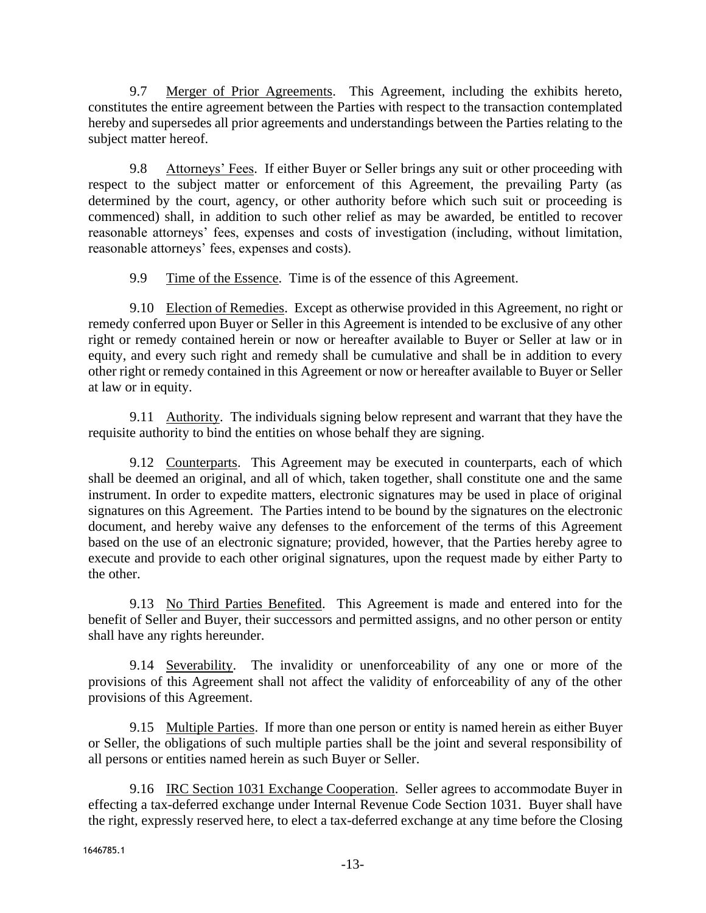9.7 Merger of Prior Agreements. This Agreement, including the exhibits hereto, constitutes the entire agreement between the Parties with respect to the transaction contemplated hereby and supersedes all prior agreements and understandings between the Parties relating to the subject matter hereof.

9.8 Attorneys' Fees. If either Buyer or Seller brings any suit or other proceeding with respect to the subject matter or enforcement of this Agreement, the prevailing Party (as determined by the court, agency, or other authority before which such suit or proceeding is commenced) shall, in addition to such other relief as may be awarded, be entitled to recover reasonable attorneys' fees, expenses and costs of investigation (including, without limitation, reasonable attorneys' fees, expenses and costs).

9.9 Time of the Essence. Time is of the essence of this Agreement.

9.10 Election of Remedies. Except as otherwise provided in this Agreement, no right or remedy conferred upon Buyer or Seller in this Agreement is intended to be exclusive of any other right or remedy contained herein or now or hereafter available to Buyer or Seller at law or in equity, and every such right and remedy shall be cumulative and shall be in addition to every other right or remedy contained in this Agreement or now or hereafter available to Buyer or Seller at law or in equity.

9.11 Authority. The individuals signing below represent and warrant that they have the requisite authority to bind the entities on whose behalf they are signing.

9.12 Counterparts. This Agreement may be executed in counterparts, each of which shall be deemed an original, and all of which, taken together, shall constitute one and the same instrument. In order to expedite matters, electronic signatures may be used in place of original signatures on this Agreement. The Parties intend to be bound by the signatures on the electronic document, and hereby waive any defenses to the enforcement of the terms of this Agreement based on the use of an electronic signature; provided, however, that the Parties hereby agree to execute and provide to each other original signatures, upon the request made by either Party to the other.

9.13 No Third Parties Benefited. This Agreement is made and entered into for the benefit of Seller and Buyer, their successors and permitted assigns, and no other person or entity shall have any rights hereunder.

9.14 Severability. The invalidity or unenforceability of any one or more of the provisions of this Agreement shall not affect the validity of enforceability of any of the other provisions of this Agreement.

9.15 Multiple Parties. If more than one person or entity is named herein as either Buyer or Seller, the obligations of such multiple parties shall be the joint and several responsibility of all persons or entities named herein as such Buyer or Seller.

9.16 IRC Section 1031 Exchange Cooperation. Seller agrees to accommodate Buyer in effecting a tax-deferred exchange under Internal Revenue Code Section 1031. Buyer shall have the right, expressly reserved here, to elect a tax-deferred exchange at any time before the Closing

1646785.1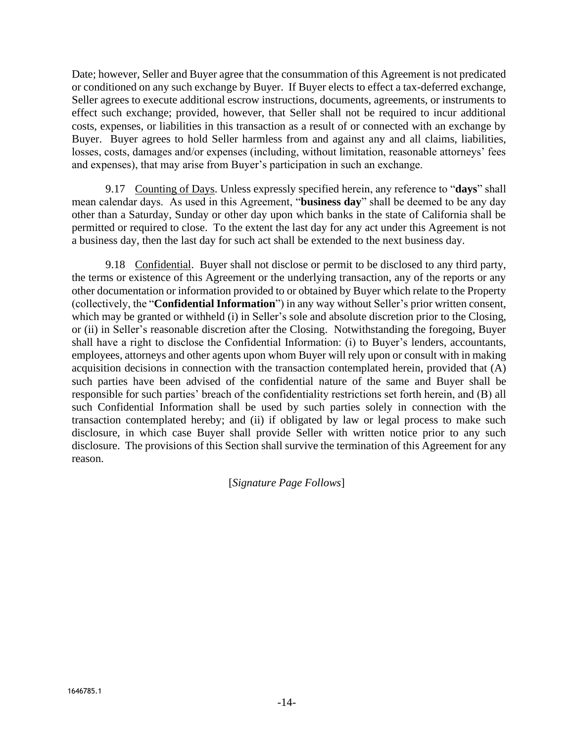Date; however, Seller and Buyer agree that the consummation of this Agreement is not predicated or conditioned on any such exchange by Buyer. If Buyer elects to effect a tax-deferred exchange, Seller agrees to execute additional escrow instructions, documents, agreements, or instruments to effect such exchange; provided, however, that Seller shall not be required to incur additional costs, expenses, or liabilities in this transaction as a result of or connected with an exchange by Buyer. Buyer agrees to hold Seller harmless from and against any and all claims, liabilities, losses, costs, damages and/or expenses (including, without limitation, reasonable attorneys' fees and expenses), that may arise from Buyer's participation in such an exchange.

9.17 Counting of Days. Unless expressly specified herein, any reference to "**days**" shall mean calendar days. As used in this Agreement, "**business day**" shall be deemed to be any day other than a Saturday, Sunday or other day upon which banks in the state of California shall be permitted or required to close. To the extent the last day for any act under this Agreement is not a business day, then the last day for such act shall be extended to the next business day.

9.18 Confidential. Buyer shall not disclose or permit to be disclosed to any third party, the terms or existence of this Agreement or the underlying transaction, any of the reports or any other documentation or information provided to or obtained by Buyer which relate to the Property (collectively, the "**Confidential Information**") in any way without Seller's prior written consent, which may be granted or withheld (i) in Seller's sole and absolute discretion prior to the Closing, or (ii) in Seller's reasonable discretion after the Closing. Notwithstanding the foregoing, Buyer shall have a right to disclose the Confidential Information: (i) to Buyer's lenders, accountants, employees, attorneys and other agents upon whom Buyer will rely upon or consult with in making acquisition decisions in connection with the transaction contemplated herein, provided that (A) such parties have been advised of the confidential nature of the same and Buyer shall be responsible for such parties' breach of the confidentiality restrictions set forth herein, and (B) all such Confidential Information shall be used by such parties solely in connection with the transaction contemplated hereby; and (ii) if obligated by law or legal process to make such disclosure, in which case Buyer shall provide Seller with written notice prior to any such disclosure. The provisions of this Section shall survive the termination of this Agreement for any reason.

[*Signature Page Follows*]

1646785.1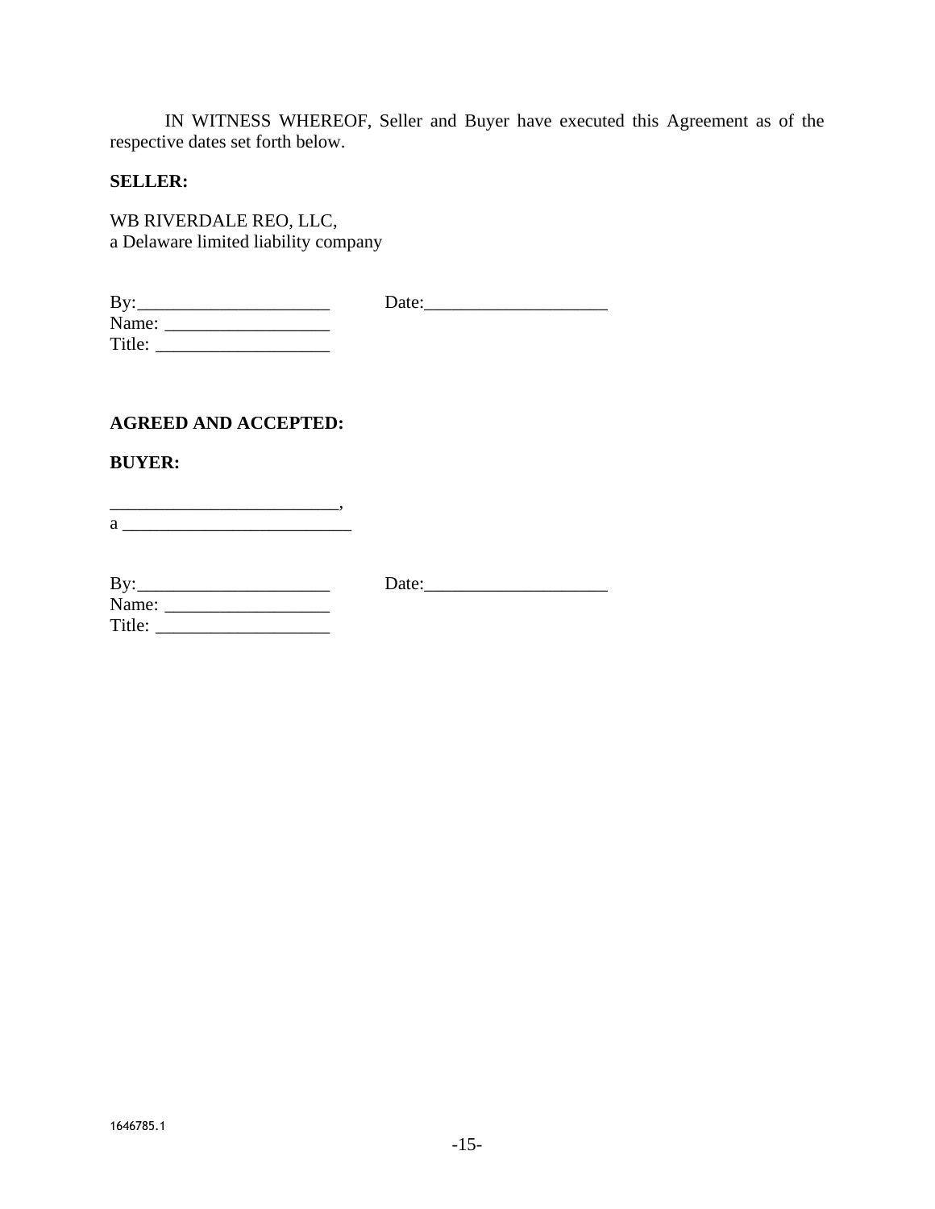IN WITNESS WHEREOF, Seller and Buyer have executed this Agreement as of the respective dates set forth below.

**SELLER:**

WB RIVERDALE REO, LLC,
a Delaware limited liability company

By:_____________________ Date:____________________
Name: __________________
Title: ___________________

**AGREED AND ACCEPTED:**

**BUYER:**

_________________________,
a _________________________

By:_____________________ Date:____________________
Name: __________________
Title: ___________________

1646785.1